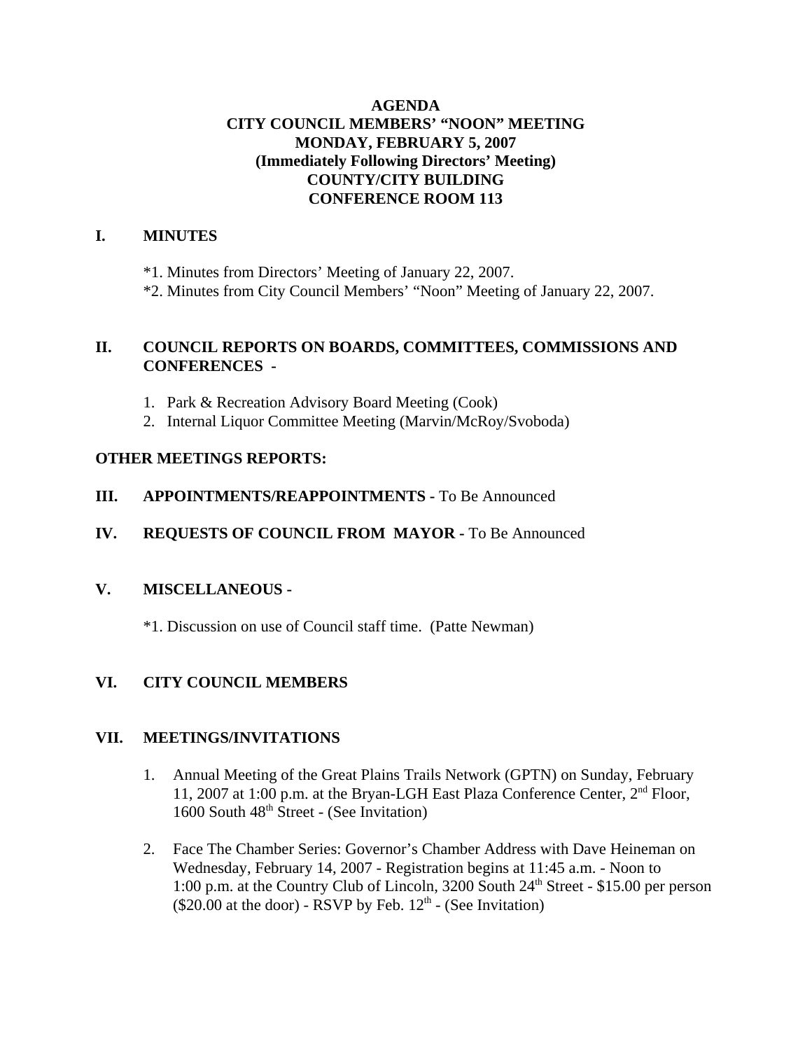# AGENDA
# CITY COUNCIL MEMBERS' "NOON" MEETING
# MONDAY, FEBRUARY 5, 2007
# (Immediately Following Directors' Meeting)
# COUNTY/CITY BUILDING
# CONFERENCE ROOM 113

## I. MINUTES

*1. Minutes from Directors' Meeting of January 22, 2007.

*2. Minutes from City Council Members' "Noon" Meeting of January 22, 2007.

## II. COUNCIL REPORTS ON BOARDS, COMMITTEES, COMMISSIONS AND CONFERENCES -

1. Park & Recreation Advisory Board Meeting (Cook)
2. Internal Liquor Committee Meeting (Marvin/McRoy/Svoboda)

## OTHER MEETINGS REPORTS:

## III. APPOINTMENTS/REAPPOINTMENTS - To Be Announced

## IV. REQUESTS OF COUNCIL FROM MAYOR - To Be Announced

## V. MISCELLANEOUS -

*1. Discussion on use of Council staff time. (Patte Newman)

## VI. CITY COUNCIL MEMBERS

## VII. MEETINGS/INVITATIONS

1. Annual Meeting of the Great Plains Trails Network (GPTN) on Sunday, February 11, 2007 at 1:00 p.m. at the Bryan-LGH East Plaza Conference Center, 2nd Floor, 1600 South 48th Street - (See Invitation)

2. Face The Chamber Series: Governor's Chamber Address with Dave Heineman on Wednesday, February 14, 2007 - Registration begins at 11:45 a.m. - Noon to 1:00 p.m. at the Country Club of Lincoln, 3200 South 24th Street - $15.00 per person ($20.00 at the door) - RSVP by Feb. 12th - (See Invitation)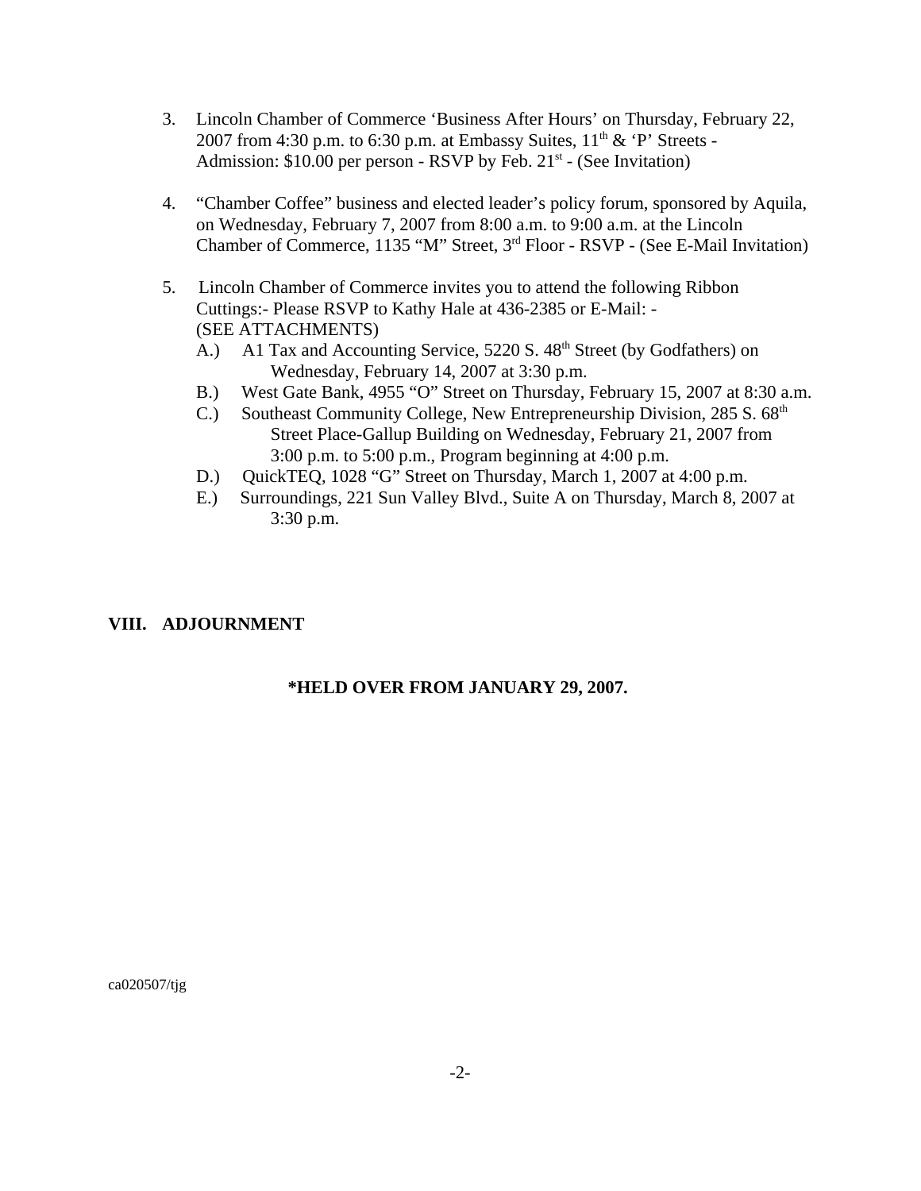3. Lincoln Chamber of Commerce 'Business After Hours' on Thursday, February 22, 2007 from 4:30 p.m. to 6:30 p.m. at Embassy Suites, 11th & 'P' Streets - Admission: $10.00 per person - RSVP by Feb. 21st - (See Invitation)

4. "Chamber Coffee" business and elected leader's policy forum, sponsored by Aquila, on Wednesday, February 7, 2007 from 8:00 a.m. to 9:00 a.m. at the Lincoln Chamber of Commerce, 1135 "M" Street, 3rd Floor - RSVP - (See E-Mail Invitation)

5. Lincoln Chamber of Commerce invites you to attend the following Ribbon Cuttings:- Please RSVP to Kathy Hale at 436-2385 or E-Mail: - (SEE ATTACHMENTS)
   - A.) A1 Tax and Accounting Service, 5220 S. 48th Street (by Godfathers) on Wednesday, February 14, 2007 at 3:30 p.m.
   - B.) West Gate Bank, 4955 "O" Street on Thursday, February 15, 2007 at 8:30 a.m.
   - C.) Southeast Community College, New Entrepreneurship Division, 285 S. 68th Street Place-Gallup Building on Wednesday, February 21, 2007 from 3:00 p.m. to 5:00 p.m., Program beginning at 4:00 p.m.
   - D.) QuickTEQ, 1028 "G" Street on Thursday, March 1, 2007 at 4:00 p.m.
   - E.) Surroundings, 221 Sun Valley Blvd., Suite A on Thursday, March 8, 2007 at 3:30 p.m.

**VIII. ADJOURNMENT**

**\*HELD OVER FROM JANUARY 29, 2007.**

ca020507/tjg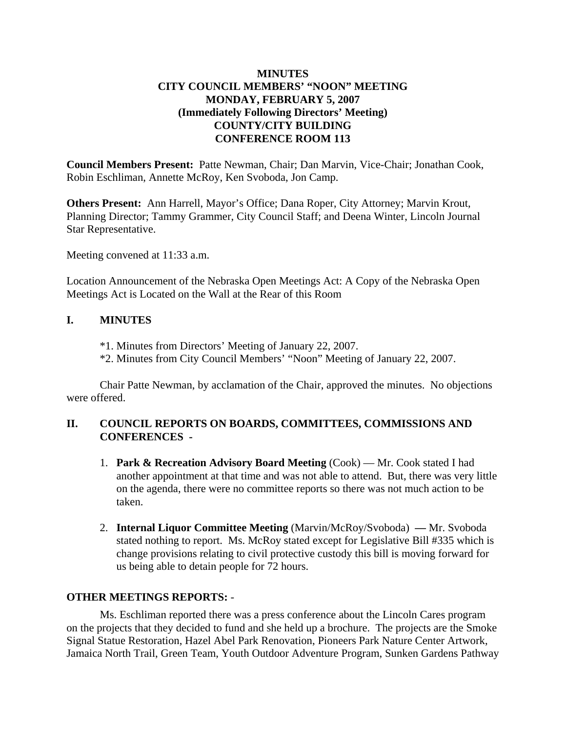**MINUTES**
**CITY COUNCIL MEMBERS' "NOON" MEETING**
**MONDAY, FEBRUARY 5, 2007**
**(Immediately Following Directors' Meeting)**
**COUNTY/CITY BUILDING**
**CONFERENCE ROOM 113**

**Council Members Present:** Patte Newman, Chair; Dan Marvin, Vice-Chair; Jonathan Cook, Robin Eschliman, Annette McRoy, Ken Svoboda, Jon Camp.

**Others Present:** Ann Harrell, Mayor's Office; Dana Roper, City Attorney; Marvin Krout, Planning Director; Tammy Grammer, City Council Staff; and Deena Winter, Lincoln Journal Star Representative.

Meeting convened at 11:33 a.m.

Location Announcement of the Nebraska Open Meetings Act: A Copy of the Nebraska Open Meetings Act is Located on the Wall at the Rear of this Room

## I. MINUTES

*1. Minutes from Directors' Meeting of January 22, 2007.
*2. Minutes from City Council Members' "Noon" Meeting of January 22, 2007.

Chair Patte Newman, by acclamation of the Chair, approved the minutes. No objections were offered.

## II. COUNCIL REPORTS ON BOARDS, COMMITTEES, COMMISSIONS AND CONFERENCES -

1. **Park & Recreation Advisory Board Meeting** (Cook) — Mr. Cook stated I had another appointment at that time and was not able to attend. But, there was very little on the agenda, there were no committee reports so there was not much action to be taken.

2. **Internal Liquor Committee Meeting** (Marvin/McRoy/Svoboda) — Mr. Svoboda stated nothing to report. Ms. McRoy stated except for Legislative Bill #335 which is change provisions relating to civil protective custody this bill is moving forward for us being able to detain people for 72 hours.

**OTHER MEETINGS REPORTS:** -

Ms. Eschliman reported there was a press conference about the Lincoln Cares program on the projects that they decided to fund and she held up a brochure. The projects are the Smoke Signal Statue Restoration, Hazel Abel Park Renovation, Pioneers Park Nature Center Artwork, Jamaica North Trail, Green Team, Youth Outdoor Adventure Program, Sunken Gardens Pathway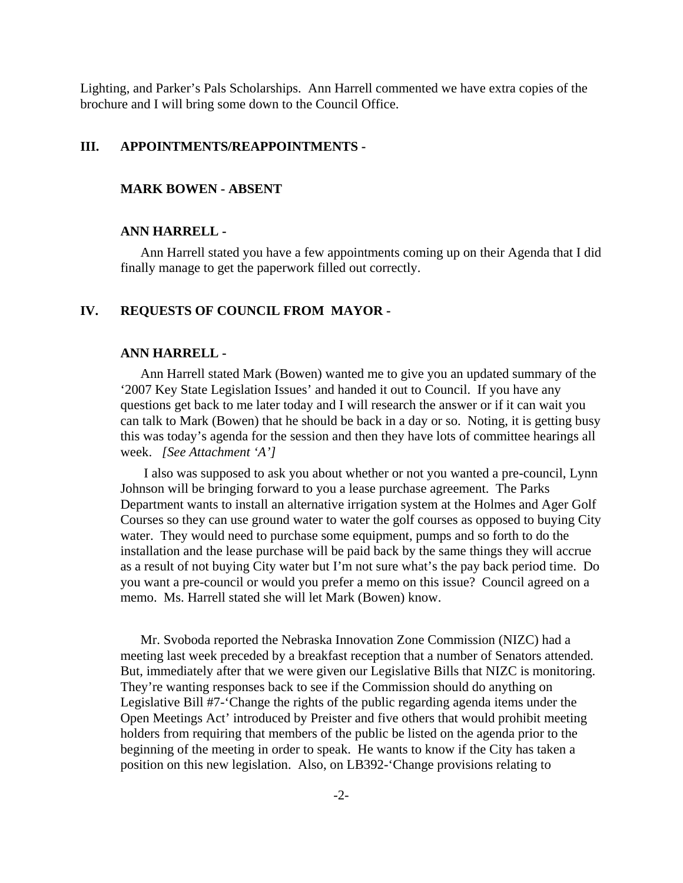Lighting, and Parker's Pals Scholarships. Ann Harrell commented we have extra copies of the brochure and I will bring some down to the Council Office.

## III. APPOINTMENTS/REAPPOINTMENTS -

### MARK BOWEN - ABSENT

### ANN HARRELL -

Ann Harrell stated you have a few appointments coming up on their Agenda that I did finally manage to get the paperwork filled out correctly.

## IV. REQUESTS OF COUNCIL FROM MAYOR -

### ANN HARRELL -

Ann Harrell stated Mark (Bowen) wanted me to give you an updated summary of the '2007 Key State Legislation Issues' and handed it out to Council. If you have any questions get back to me later today and I will research the answer or if it can wait you can talk to Mark (Bowen) that he should be back in a day or so. Noting, it is getting busy this was today's agenda for the session and then they have lots of committee hearings all week. *[See Attachment 'A']*

I also was supposed to ask you about whether or not you wanted a pre-council, Lynn Johnson will be bringing forward to you a lease purchase agreement. The Parks Department wants to install an alternative irrigation system at the Holmes and Ager Golf Courses so they can use ground water to water the golf courses as opposed to buying City water. They would need to purchase some equipment, pumps and so forth to do the installation and the lease purchase will be paid back by the same things they will accrue as a result of not buying City water but I'm not sure what's the pay back period time. Do you want a pre-council or would you prefer a memo on this issue? Council agreed on a memo. Ms. Harrell stated she will let Mark (Bowen) know.

Mr. Svoboda reported the Nebraska Innovation Zone Commission (NIZC) had a meeting last week preceded by a breakfast reception that a number of Senators attended. But, immediately after that we were given our Legislative Bills that NIZC is monitoring. They're wanting responses back to see if the Commission should do anything on Legislative Bill #7-'Change the rights of the public regarding agenda items under the Open Meetings Act' introduced by Preister and five others that would prohibit meeting holders from requiring that members of the public be listed on the agenda prior to the beginning of the meeting in order to speak. He wants to know if the City has taken a position on this new legislation. Also, on LB392-'Change provisions relating to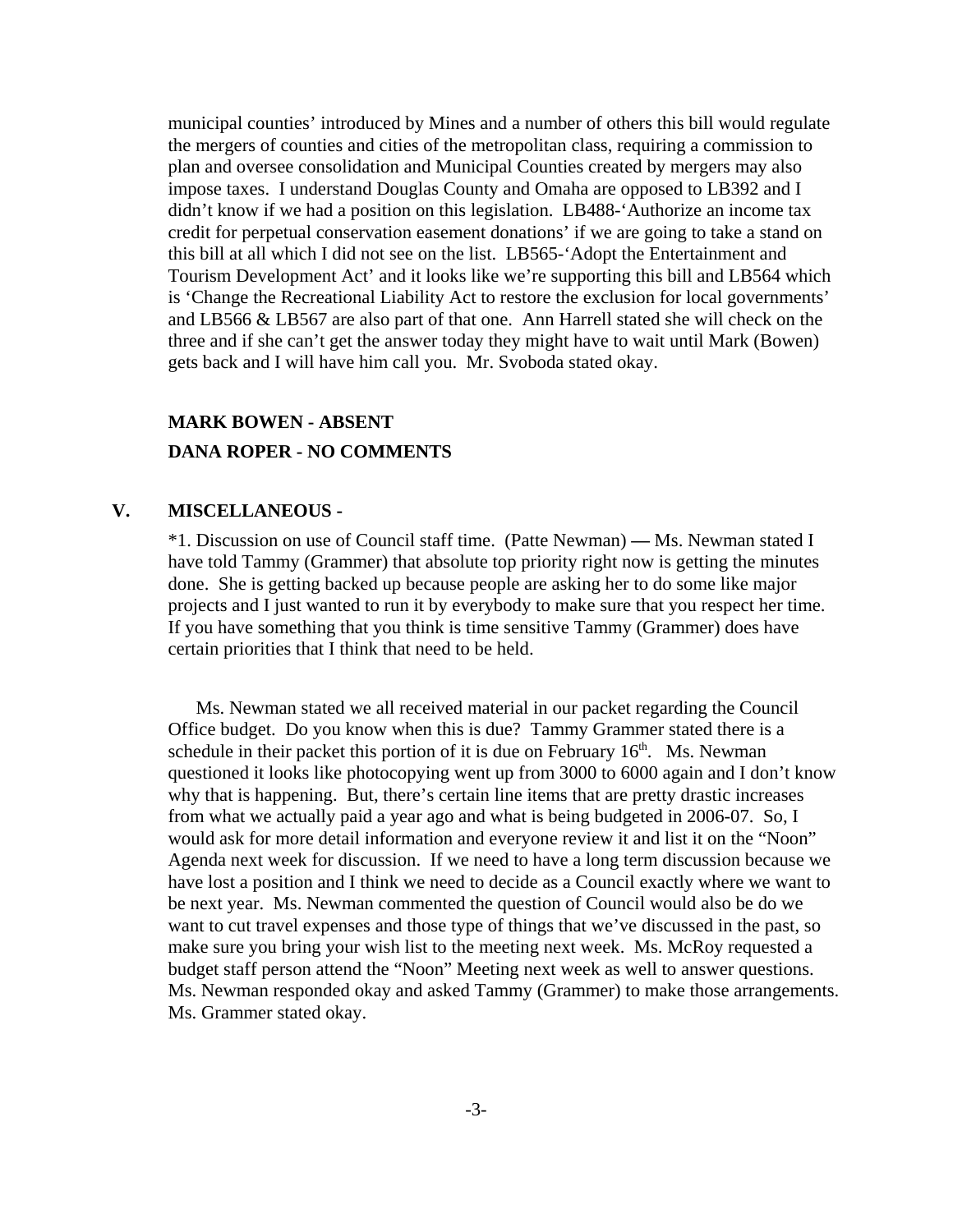municipal counties' introduced by Mines and a number of others this bill would regulate the mergers of counties and cities of the metropolitan class, requiring a commission to plan and oversee consolidation and Municipal Counties created by mergers may also impose taxes. I understand Douglas County and Omaha are opposed to LB392 and I didn't know if we had a position on this legislation. LB488-'Authorize an income tax credit for perpetual conservation easement donations' if we are going to take a stand on this bill at all which I did not see on the list. LB565-'Adopt the Entertainment and Tourism Development Act' and it looks like we're supporting this bill and LB564 which is 'Change the Recreational Liability Act to restore the exclusion for local governments' and LB566 & LB567 are also part of that one. Ann Harrell stated she will check on the three and if she can't get the answer today they might have to wait until Mark (Bowen) gets back and I will have him call you. Mr. Svoboda stated okay.

**MARK BOWEN - ABSENT**

**DANA ROPER - NO COMMENTS**

## V. MISCELLANEOUS -

*1. Discussion on use of Council staff time. (Patte Newman) — Ms. Newman stated I have told Tammy (Grammer) that absolute top priority right now is getting the minutes done. She is getting backed up because people are asking her to do some like major projects and I just wanted to run it by everybody to make sure that you respect her time. If you have something that you think is time sensitive Tammy (Grammer) does have certain priorities that I think that need to be held.

Ms. Newman stated we all received material in our packet regarding the Council Office budget. Do you know when this is due? Tammy Grammer stated there is a schedule in their packet this portion of it is due on February 16th. Ms. Newman questioned it looks like photocopying went up from 3000 to 6000 again and I don't know why that is happening. But, there's certain line items that are pretty drastic increases from what we actually paid a year ago and what is being budgeted in 2006-07. So, I would ask for more detail information and everyone review it and list it on the "Noon" Agenda next week for discussion. If we need to have a long term discussion because we have lost a position and I think we need to decide as a Council exactly where we want to be next year. Ms. Newman commented the question of Council would also be do we want to cut travel expenses and those type of things that we've discussed in the past, so make sure you bring your wish list to the meeting next week. Ms. McRoy requested a budget staff person attend the "Noon" Meeting next week as well to answer questions. Ms. Newman responded okay and asked Tammy (Grammer) to make those arrangements. Ms. Grammer stated okay.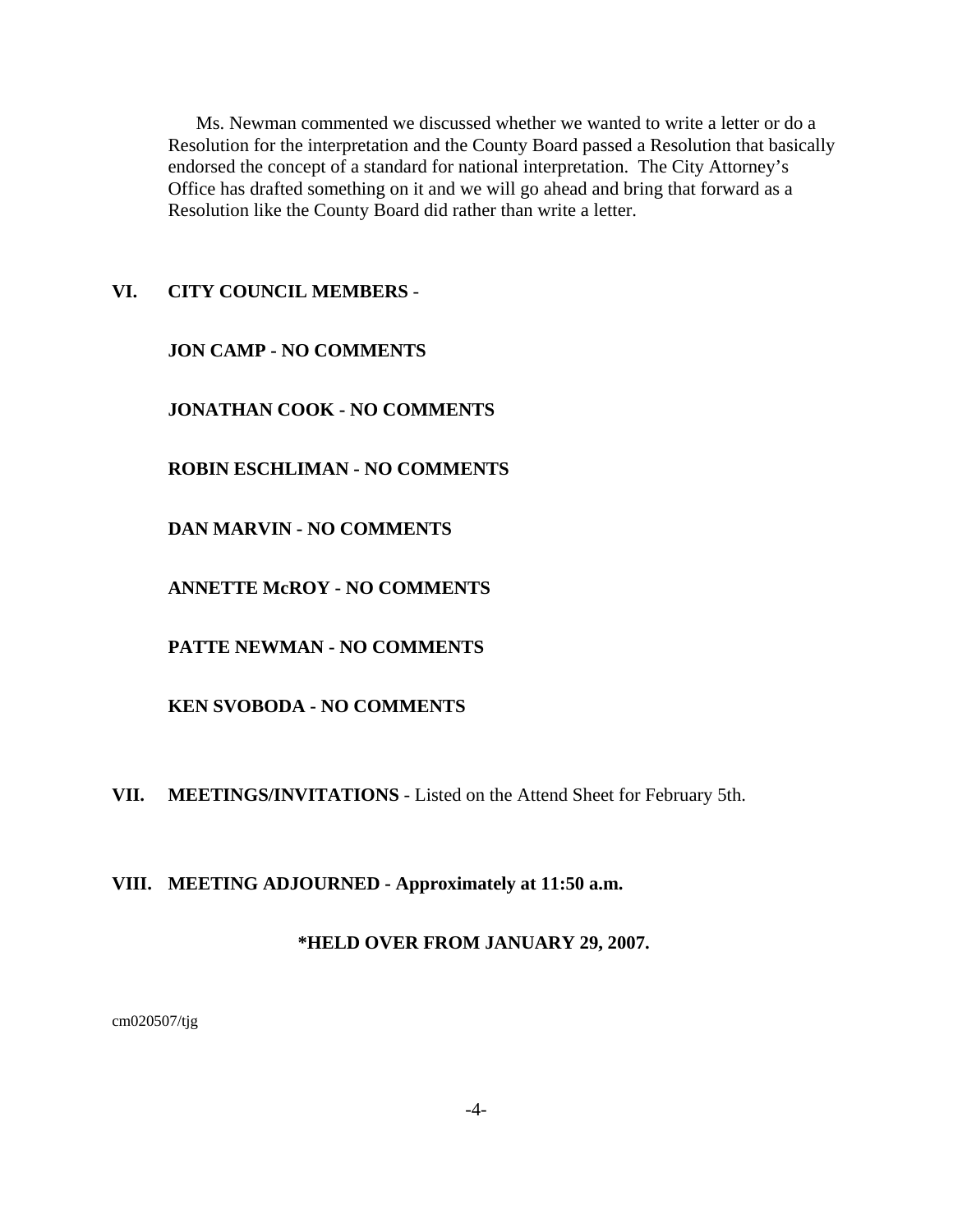Ms. Newman commented we discussed whether we wanted to write a letter or do a Resolution for the interpretation and the County Board passed a Resolution that basically endorsed the concept of a standard for national interpretation. The City Attorney's Office has drafted something on it and we will go ahead and bring that forward as a Resolution like the County Board did rather than write a letter.

## VI. CITY COUNCIL MEMBERS -

**JON CAMP - NO COMMENTS**

**JONATHAN COOK - NO COMMENTS**

**ROBIN ESCHLIMAN - NO COMMENTS**

**DAN MARVIN - NO COMMENTS**

**ANNETTE McROY - NO COMMENTS**

**PATTE NEWMAN - NO COMMENTS**

**KEN SVOBODA - NO COMMENTS**

**VII. MEETINGS/INVITATIONS** - Listed on the Attend Sheet for February 5th.

## VIII. MEETING ADJOURNED - Approximately at 11:50 a.m.

**\*HELD OVER FROM JANUARY 29, 2007.**

cm020507/tjg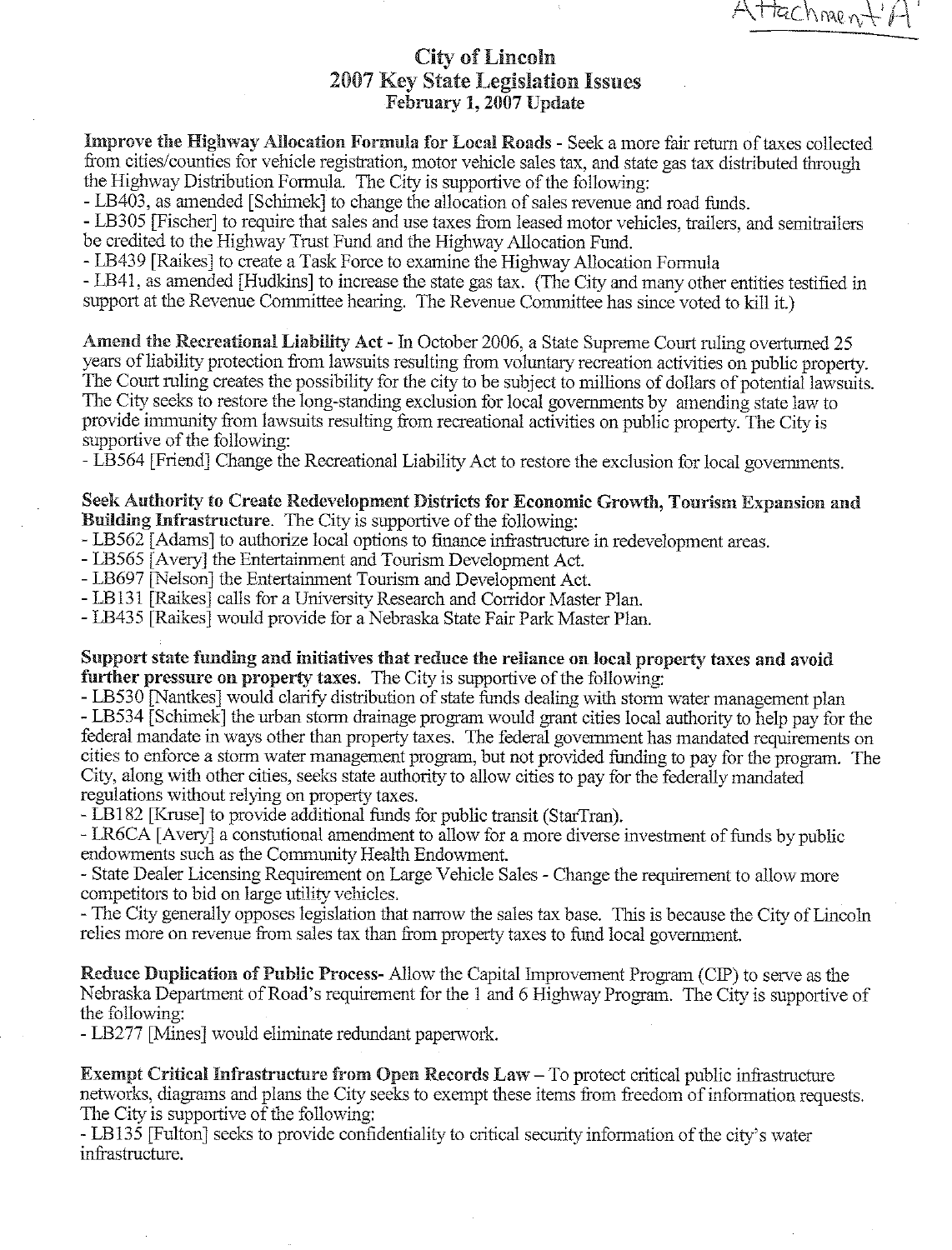Attachment 'A'

# City of Lincoln
## 2007 Key State Legislation Issues
### February 1, 2007 Update

**Improve the Highway Allocation Formula for Local Roads** - Seek a more fair return of taxes collected from cities/counties for vehicle registration, motor vehicle sales tax, and state gas tax distributed through the Highway Distribution Formula. The City is supportive of the following:
- LB403, as amended [Schimek] to change the allocation of sales revenue and road funds.
- LB305 [Fischer] to require that sales and use taxes from leased motor vehicles, trailers, and semitrailers be credited to the Highway Trust Fund and the Highway Allocation Fund.
- LB439 [Raikes] to create a Task Force to examine the Highway Allocation Formula
- LB41, as amended [Hudkins] to increase the state gas tax. (The City and many other entities testified in support at the Revenue Committee hearing. The Revenue Committee has since voted to kill it.)

**Amend the Recreational Liability Act** - In October 2006, a State Supreme Court ruling overturned 25 years of liability protection from lawsuits resulting from voluntary recreation activities on public property. The Court ruling creates the possibility for the city to be subject to millions of dollars of potential lawsuits. The City seeks to restore the long-standing exclusion for local governments by amending state law to provide immunity from lawsuits resulting from recreational activities on public property. The City is supportive of the following:
- LB564 [Friend] Change the Recreational Liability Act to restore the exclusion for local governments.

**Seek Authority to Create Redevelopment Districts for Economic Growth, Tourism Expansion and Building Infrastructure**. The City is supportive of the following:
- LB562 [Adams] to authorize local options to finance infrastructure in redevelopment areas.
- LB565 [Avery] the Entertainment and Tourism Development Act.
- LB697 [Nelson] the Entertainment Tourism and Development Act.
- LB131 [Raikes] calls for a University Research and Corridor Master Plan.
- LB435 [Raikes] would provide for a Nebraska State Fair Park Master Plan.

**Support state funding and initiatives that reduce the reliance on local property taxes and avoid further pressure on property taxes.** The City is supportive of the following:
- LB530 [Nantkes] would clarify distribution of state funds dealing with storm water management plan
- LB534 [Schimek] the urban storm drainage program would grant cities local authority to help pay for the federal mandate in ways other than property taxes. The federal government has mandated requirements on cities to enforce a storm water management program, but not provided funding to pay for the program. The City, along with other cities, seeks state authority to allow cities to pay for the federally mandated regulations without relying on property taxes.
- LB182 [Kruse] to provide additional funds for public transit (StarTran).
- LR6CA [Avery] a constutional amendment to allow for a more diverse investment of funds by public endowments such as the Community Health Endowment.
- State Dealer Licensing Requirement on Large Vehicle Sales - Change the requirement to allow more competitors to bid on large utility vehicles.
- The City generally opposes legislation that narrow the sales tax base. This is because the City of Lincoln relies more on revenue from sales tax than from property taxes to fund local government.

**Reduce Duplication of Public Process**- Allow the Capital Improvement Program (CIP) to serve as the Nebraska Department of Road's requirement for the 1 and 6 Highway Program. The City is supportive of the following:
- LB277 [Mines] would eliminate redundant paperwork.

**Exempt Critical Infrastructure from Open Records Law** – To protect critical public infrastructure networks, diagrams and plans the City seeks to exempt these items from freedom of information requests. The City is supportive of the following:
- LB135 [Fulton] seeks to provide confidentiality to critical security information of the city's water infrastructure.